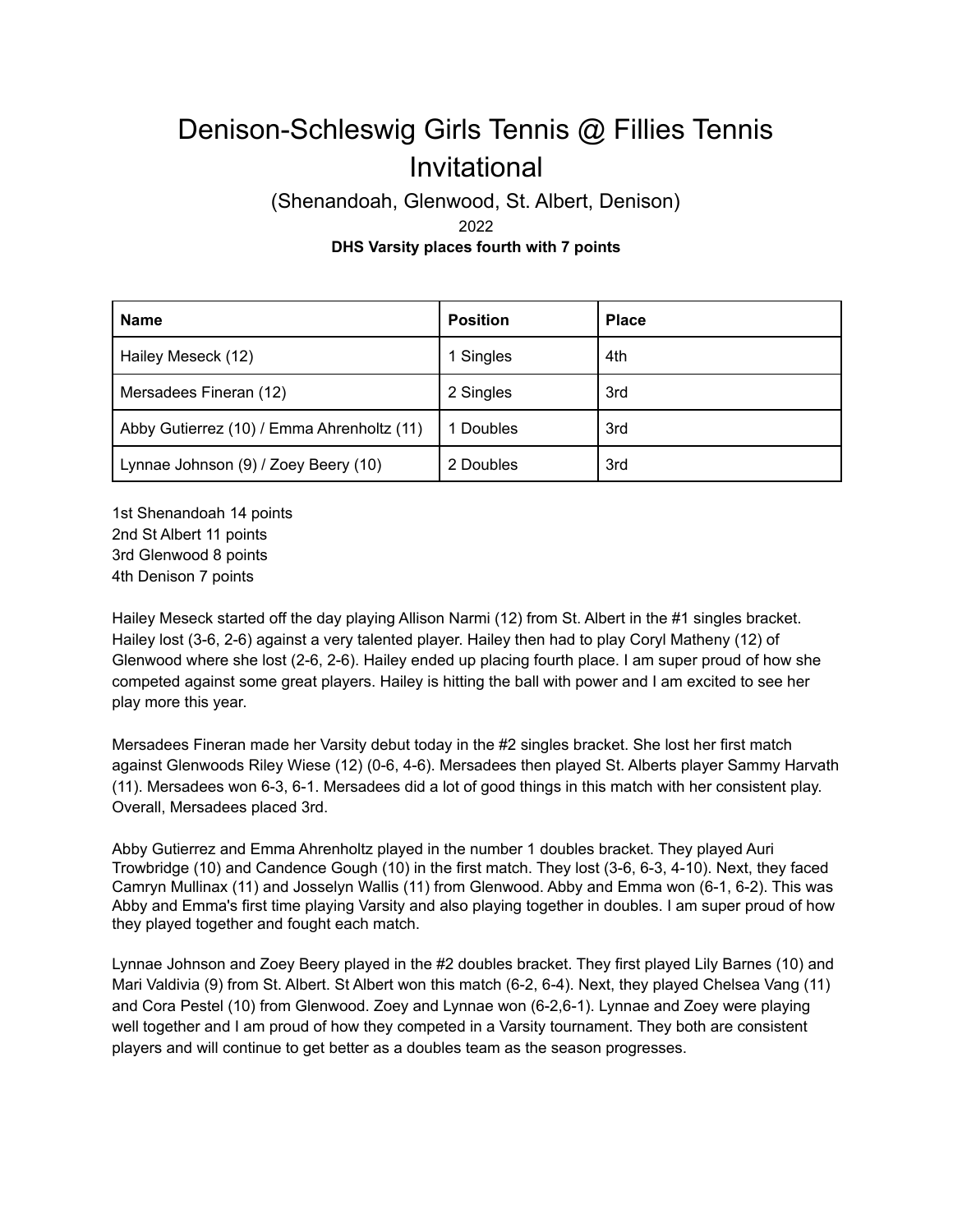# Denison-Schleswig Girls Tennis @ Fillies Tennis Invitational

(Shenandoah, Glenwood, St. Albert, Denison)

2022

**DHS Varsity places fourth with 7 points**

| Name | Position | Place |
|---|---|---|
| Hailey Meseck (12) | 1 Singles | 4th |
| Mersadees Fineran (12) | 2 Singles | 3rd |
| Abby Gutierrez (10) / Emma Ahrenholtz (11) | 1 Doubles | 3rd |
| Lynnae Johnson (9) / Zoey Beery (10) | 2 Doubles | 3rd |

1st Shenandoah 14 points
2nd St Albert 11 points
3rd Glenwood 8 points
4th Denison 7 points

Hailey Meseck started off the day playing Allison Narmi (12) from St. Albert in the #1 singles bracket. Hailey lost (3-6, 2-6) against a very talented player. Hailey then had to play Coryl Matheny (12) of Glenwood where she lost (2-6, 2-6). Hailey ended up placing fourth place. I am super proud of how she competed against some great players. Hailey is hitting the ball with power and I am excited to see her play more this year.

Mersadees Fineran made her Varsity debut today in the #2 singles bracket. She lost her first match against Glenwoods Riley Wiese (12) (0-6, 4-6). Mersadees then played St. Alberts player Sammy Harvath (11). Mersadees won 6-3, 6-1. Mersadees did a lot of good things in this match with her consistent play. Overall, Mersadees placed 3rd.

Abby Gutierrez and Emma Ahrenholtz played in the number 1 doubles bracket. They played Auri Trowbridge (10) and Candence Gough (10) in the first match. They lost (3-6, 6-3, 4-10). Next, they faced Camryn Mullinax (11) and Josselyn Wallis (11) from Glenwood. Abby and Emma won (6-1, 6-2). This was Abby and Emma's first time playing Varsity and also playing together in doubles. I am super proud of how they played together and fought each match.

Lynnae Johnson and Zoey Beery played in the #2 doubles bracket. They first played Lily Barnes (10) and Mari Valdivia (9) from St. Albert. St Albert won this match (6-2, 6-4). Next, they played Chelsea Vang (11) and Cora Pestel (10) from Glenwood. Zoey and Lynnae won (6-2,6-1). Lynnae and Zoey were playing well together and I am proud of how they competed in a Varsity tournament. They both are consistent players and will continue to get better as a doubles team as the season progresses.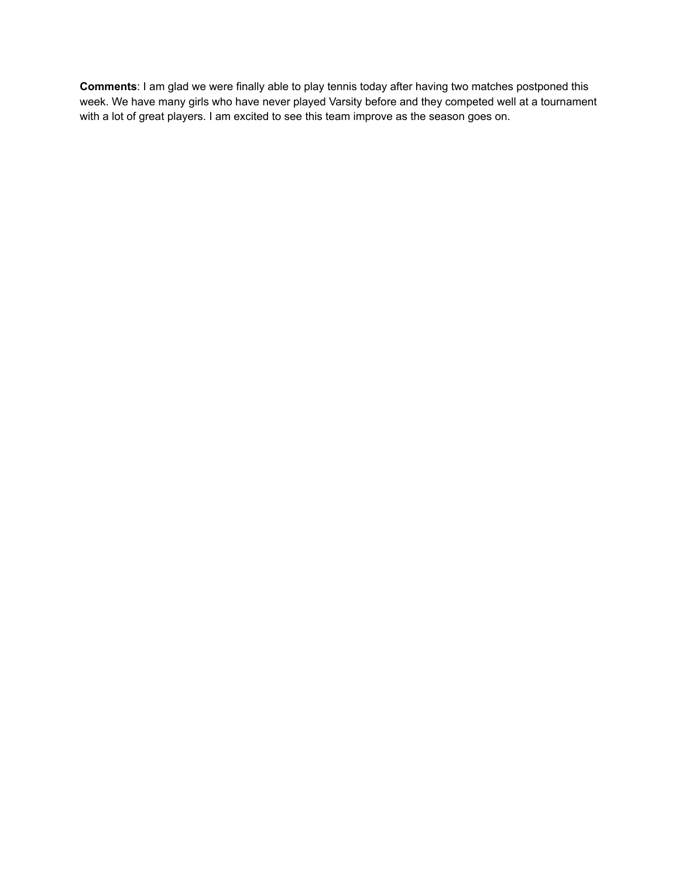**Comments**: I am glad we were finally able to play tennis today after having two matches postponed this week. We have many girls who have never played Varsity before and they competed well at a tournament with a lot of great players. I am excited to see this team improve as the season goes on.